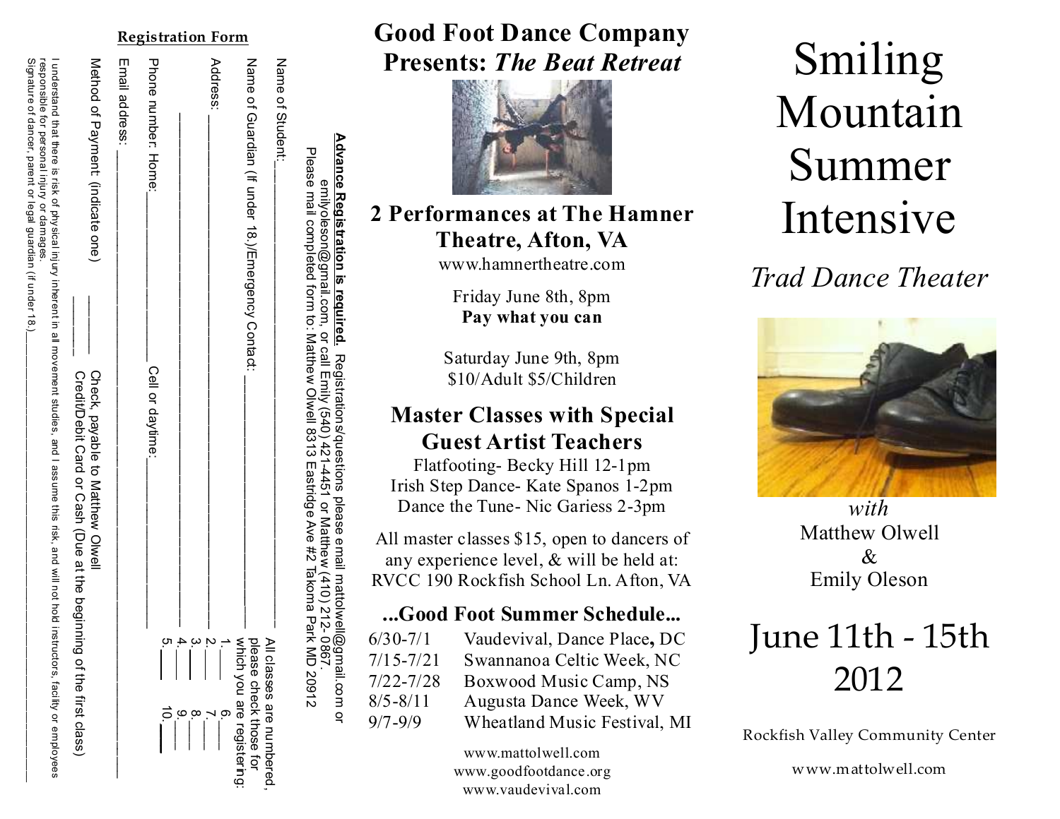## Registration Form

**Advance Registration is required.** Registrations/questions please email mattolwell@gmail.com or emilyoleson@gmail.com, or call Emily (540) 421-4451 or Matthew (410) 212- 0867.
Please mail completed form to: Matthew Olwell 8313 Eastridge Ave #2 Takoma Park MD 20912

Name of Student:________________________

Name of Guardian (If under 18.)/Emergency Contact: ________________

Address: ________________________

________________________

Phone number. Home:____________ Cell or daytime:____________

Email address: ________________________

All classes are numbered, please check those for which you are registering:

1.___ 6.___
2.___ 7.___
3.___ 8.___
4.___ 9.___
5.___ 10.___

Method of Payment: (indicate one)

_____ Check, payable to Matthew Olwell
_____ Credit/Debit Card or Cash (Due at the beginning of the first class)

I understand that there is risk of physical injury inherent in all movement studies, and I assume this risk, and will not hold instructors, facility or employees responsible for personal injury or damages.
Signature of dancer, parent or legal guardian (if under 18.)________________________

# Good Foot Dance Company Presents: *The Beat Retreat*

## 2 Performances at The Hamner Theatre, Afton, VA

www.hamnertheatre.com

Friday June 8th, 8pm
**Pay what you can**

Saturday June 9th, 8pm
$10/Adult $5/Children

## Master Classes with Special Guest Artist Teachers

Flatfooting- Becky Hill 12-1pm
Irish Step Dance- Kate Spanos 1-2pm
Dance the Tune- Nic Gariess 2-3pm

All master classes $15, open to dancers of any experience level, & will be held at: RVCC 190 Rockfish School Ln. Afton, VA

## ...Good Foot Summer Schedule...

| | |
|---|---|
| 6/30-7/1 | Vaudevival, Dance Place, DC |
| 7/15-7/21 | Swannanoa Celtic Week, NC |
| 7/22-7/28 | Boxwood Music Camp, NS |
| 8/5-8/11 | Augusta Dance Week, WV |
| 9/7-9/9 | Wheatland Music Festival, MI |

www.mattolwell.com
www.goodfootdance.org
www.vaudevival.com

# Smiling Mountain Summer Intensive

*Trad Dance Theater*

*with*
Matthew Olwell
&
Emily Oleson

## June 11th - 15th 2012

Rockfish Valley Community Center

www.mattolwell.com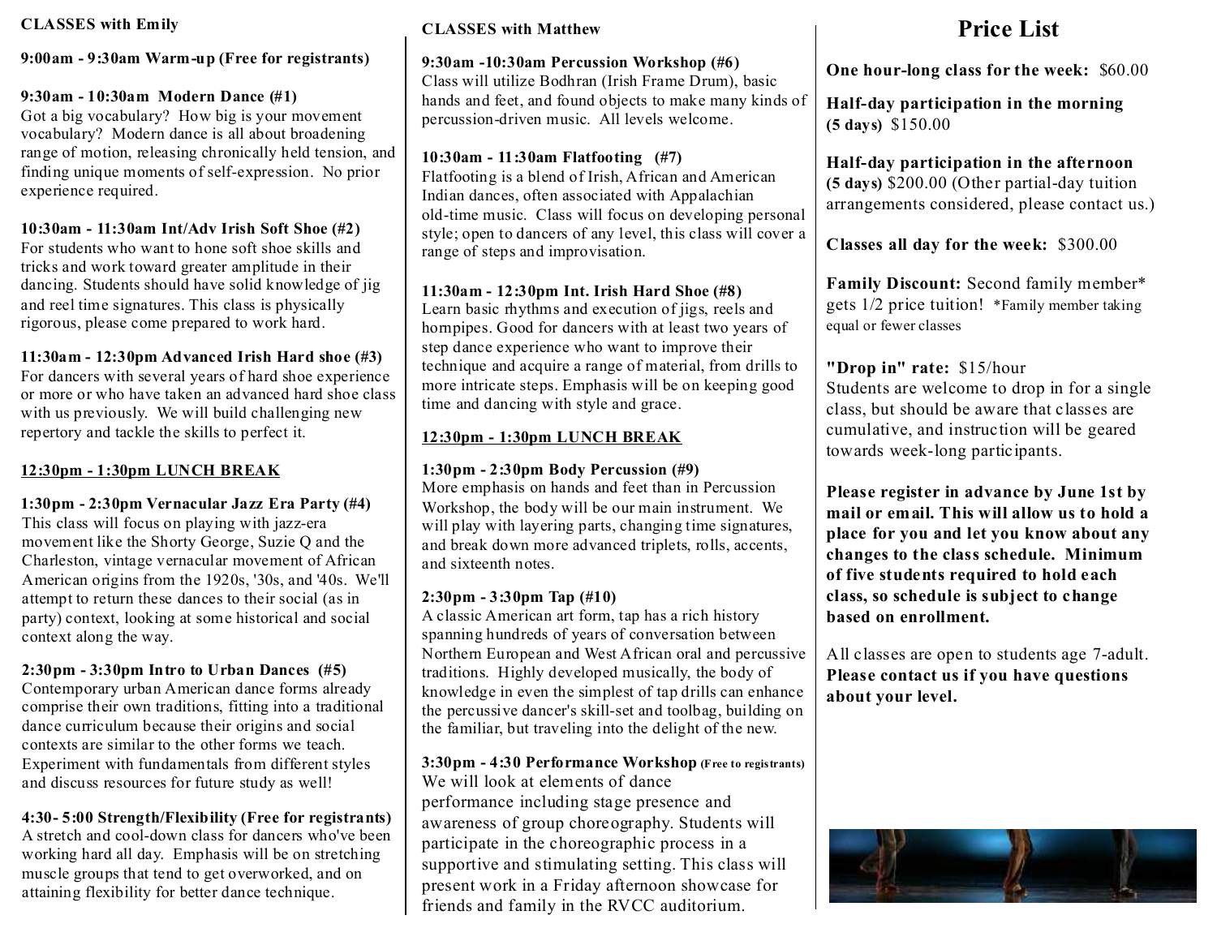**CLASSES with Emily**

**9:00am - 9:30am Warm-up (Free for registrants)**

**9:30am - 10:30am Modern Dance (#1)**
Got a big vocabulary? How big is your movement vocabulary? Modern dance is all about broadening range of motion, releasing chronically held tension, and finding unique moments of self-expression. No prior experience required.

**10:30am - 11:30am Int/Adv Irish Soft Shoe (#2)**
For students who want to hone soft shoe skills and tricks and work toward greater amplitude in their dancing. Students should have solid knowledge of jig and reel time signatures. This class is physically rigorous, please come prepared to work hard.

**11:30am - 12:30pm Advanced Irish Hard shoe (#3)**
For dancers with several years of hard shoe experience or more or who have taken an advanced hard shoe class with us previously. We will build challenging new repertory and tackle the skills to perfect it.

**12:30pm - 1:30pm LUNCH BREAK**

**1:30pm - 2:30pm Vernacular Jazz Era Party (#4)**
This class will focus on playing with jazz-era movement like the Shorty George, Suzie Q and the Charleston, vintage vernacular movement of African American origins from the 1920s, '30s, and '40s. We'll attempt to return these dances to their social (as in party) context, looking at some historical and social context along the way.

**2:30pm - 3:30pm Intro to Urban Dances (#5)**
Contemporary urban American dance forms already comprise their own traditions, fitting into a traditional dance curriculum because their origins and social contexts are similar to the other forms we teach. Experiment with fundamentals from different styles and discuss resources for future study as well!

**4:30- 5:00 Strength/Flexibility (Free for registrants)**
A stretch and cool-down class for dancers who've been working hard all day. Emphasis will be on stretching muscle groups that tend to get overworked, and on attaining flexibility for better dance technique.

**CLASSES with Matthew**

**9:30am -10:30am Percussion Workshop (#6)**
Class will utilize Bodhran (Irish Frame Drum), basic hands and feet, and found objects to make many kinds of percussion-driven music. All levels welcome.

**10:30am - 11:30am Flatfooting (#7)**
Flatfooting is a blend of Irish, African and American Indian dances, often associated with Appalachian old-time music. Class will focus on developing personal style; open to dancers of any level, this class will cover a range of steps and improvisation.

**11:30am - 12:30pm Int. Irish Hard Shoe (#8)**
Learn basic rhythms and execution of jigs, reels and hornpipes. Good for dancers with at least two years of step dance experience who want to improve their technique and acquire a range of material, from drills to more intricate steps. Emphasis will be on keeping good time and dancing with style and grace.

**12:30pm - 1:30pm LUNCH BREAK**

**1:30pm - 2:30pm Body Percussion (#9)**
More emphasis on hands and feet than in Percussion Workshop, the body will be our main instrument. We will play with layering parts, changing time signatures, and break down more advanced triplets, rolls, accents, and sixteenth notes.

**2:30pm - 3:30pm Tap (#10)**
A classic American art form, tap has a rich history spanning hundreds of years of conversation between Northern European and West African oral and percussive traditions. Highly developed musically, the body of knowledge in even the simplest of tap drills can enhance the percussive dancer's skill-set and toolbag, building on the familiar, but traveling into the delight of the new.

**3:30pm - 4:30 Performance Workshop (Free to registrants)**
We will look at elements of dance performance including stage presence and awareness of group choreography. Students will participate in the choreographic process in a supportive and stimulating setting. This class will present work in a Friday afternoon showcase for friends and family in the RVCC auditorium.

# Price List

**One hour-long class for the week:** $60.00

**Half-day participation in the morning (5 days)** $150.00

**Half-day participation in the afternoon (5 days)** $200.00 (Other partial-day tuition arrangements considered, please contact us.)

**Classes all day for the week:** $300.00

**Family Discount:** Second family member* gets 1/2 price tuition! *Family member taking equal or fewer classes

**"Drop in" rate:** $15/hour
Students are welcome to drop in for a single class, but should be aware that classes are cumulative, and instruction will be geared towards week-long participants.

**Please register in advance by June 1st by mail or email. This will allow us to hold a place for you and let you know about any changes to the class schedule. Minimum of five students required to hold each class, so schedule is subject to change based on enrollment.**

All classes are open to students age 7-adult. **Please contact us if you have questions about your level.**